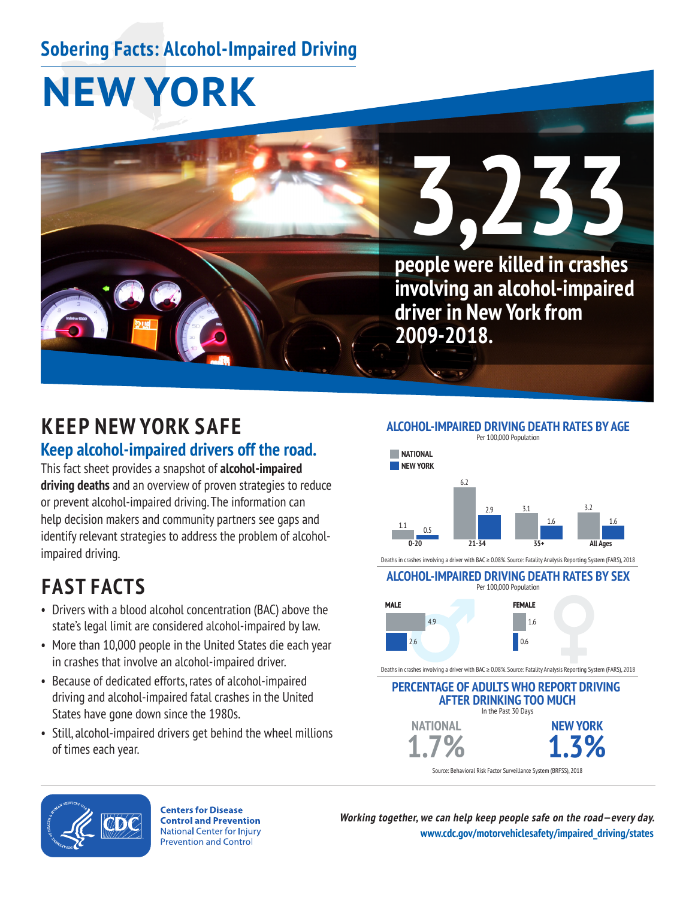## Sobering Facts: Alcohol-Impaired Driving

# NEW YORK

**3,233**

**people were killed in crashes involving an alcohol-impaired driver in New York from 2009-2018.**

## KEEP NEW YORK SAFE

### Keep alcohol-impaired drivers off the road.

This fact sheet provides a snapshot of **alcohol-impaired driving deaths** and an overview of proven strategies to reduce or prevent alcohol-impaired driving. The information can help decision makers and community partners see gaps and identify relevant strategies to address the problem of alcohol-impaired driving.

## FAST FACTS

- Drivers with a blood alcohol concentration (BAC) above the state's legal limit are considered alcohol-impaired by law.
- More than 10,000 people in the United States die each year in crashes that involve an alcohol-impaired driver.
- Because of dedicated efforts, rates of alcohol-impaired driving and alcohol-impaired fatal crashes in the United States have gone down since the 1980s.
- Still, alcohol-impaired drivers get behind the wheel millions of times each year.

### ALCOHOL-IMPAIRED DRIVING DEATH RATES BY AGE

Per 100,000 Population

| Age | National | New York |
|---|---|---|
| 0-20 | 1.1 | 0.5 |
| 21-34 | 6.2 | 2.9 |
| 35+ | 3.1 | 1.6 |
| All Ages | 3.2 | 1.6 |

Deaths in crashes involving a driver with BAC ≥ 0.08%. Source: Fatality Analysis Reporting System (FARS), 2018

### ALCOHOL-IMPAIRED DRIVING DEATH RATES BY SEX

Per 100,000 Population

| Sex | National | New York |
|---|---|---|
| Male | 4.9 | 2.6 |
| Female | 1.6 | 0.6 |

Deaths in crashes involving a driver with BAC ≥ 0.08%. Source: Fatality Analysis Reporting System (FARS), 2018

### PERCENTAGE OF ADULTS WHO REPORT DRIVING AFTER DRINKING TOO MUCH

In the Past 30 Days

| National | New York |
|---|---|
| 1.7% | 1.3% |

Source: Behavioral Risk Factor Surveillance System (BRFSS), 2018

Centers for Disease Control and Prevention
National Center for Injury Prevention and Control

*Working together, we can help keep people safe on the road—every day.*
**www.cdc.gov/motorvehiclesafety/impaired_driving/states**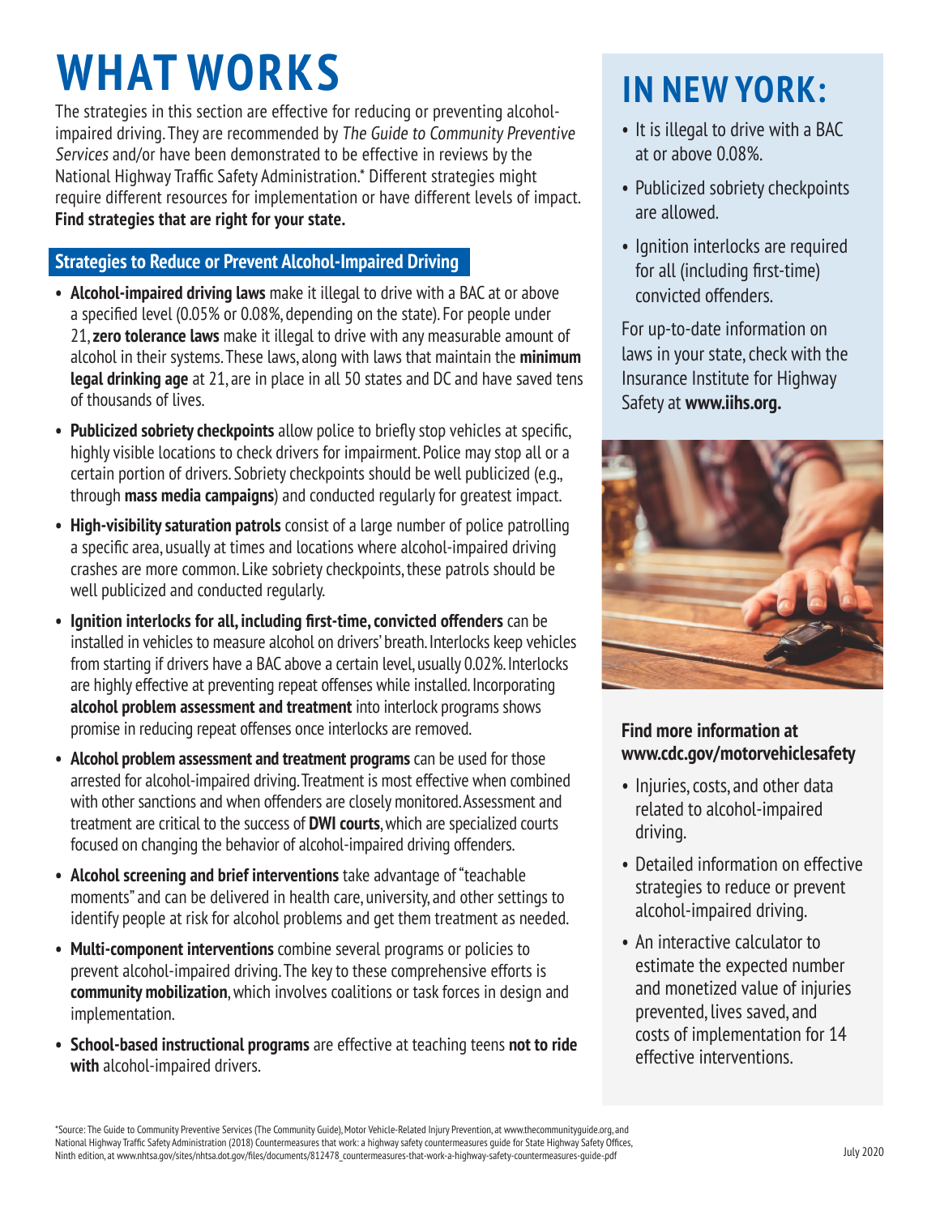# WHAT WORKS

The strategies in this section are effective for reducing or preventing alcohol-impaired driving. They are recommended by *The Guide to Community Preventive Services* and/or have been demonstrated to be effective in reviews by the National Highway Traffic Safety Administration.* Different strategies might require different resources for implementation or have different levels of impact. **Find strategies that are right for your state.**

## Strategies to Reduce or Prevent Alcohol-Impaired Driving

- **Alcohol-impaired driving laws** make it illegal to drive with a BAC at or above a specified level (0.05% or 0.08%, depending on the state). For people under 21, **zero tolerance laws** make it illegal to drive with any measurable amount of alcohol in their systems. These laws, along with laws that maintain the **minimum legal drinking age** at 21, are in place in all 50 states and DC and have saved tens of thousands of lives.
- **Publicized sobriety checkpoints** allow police to briefly stop vehicles at specific, highly visible locations to check drivers for impairment. Police may stop all or a certain portion of drivers. Sobriety checkpoints should be well publicized (e.g., through **mass media campaigns**) and conducted regularly for greatest impact.
- **High-visibility saturation patrols** consist of a large number of police patrolling a specific area, usually at times and locations where alcohol-impaired driving crashes are more common. Like sobriety checkpoints, these patrols should be well publicized and conducted regularly.
- **Ignition interlocks for all, including first-time, convicted offenders** can be installed in vehicles to measure alcohol on drivers' breath. Interlocks keep vehicles from starting if drivers have a BAC above a certain level, usually 0.02%. Interlocks are highly effective at preventing repeat offenses while installed. Incorporating **alcohol problem assessment and treatment** into interlock programs shows promise in reducing repeat offenses once interlocks are removed.
- **Alcohol problem assessment and treatment programs** can be used for those arrested for alcohol-impaired driving. Treatment is most effective when combined with other sanctions and when offenders are closely monitored. Assessment and treatment are critical to the success of **DWI courts**, which are specialized courts focused on changing the behavior of alcohol-impaired driving offenders.
- **Alcohol screening and brief interventions** take advantage of "teachable moments" and can be delivered in health care, university, and other settings to identify people at risk for alcohol problems and get them treatment as needed.
- **Multi-component interventions** combine several programs or policies to prevent alcohol-impaired driving. The key to these comprehensive efforts is **community mobilization**, which involves coalitions or task forces in design and implementation.
- **School-based instructional programs** are effective at teaching teens **not to ride with** alcohol-impaired drivers.

# IN NEW YORK:

- It is illegal to drive with a BAC at or above 0.08%.
- Publicized sobriety checkpoints are allowed.
- Ignition interlocks are required for all (including first-time) convicted offenders.

For up-to-date information on laws in your state, check with the Insurance Institute for Highway Safety at **www.iihs.org.**

**Find more information at www.cdc.gov/motorvehiclesafety**

- Injuries, costs, and other data related to alcohol-impaired driving.
- Detailed information on effective strategies to reduce or prevent alcohol-impaired driving.
- An interactive calculator to estimate the expected number and monetized value of injuries prevented, lives saved, and costs of implementation for 14 effective interventions.

*Source: The Guide to Community Preventive Services (The Community Guide), Motor Vehicle-Related Injury Prevention, at www.thecommunityguide.org, and National Highway Traffic Safety Administration (2018) Countermeasures that work: a highway safety countermeasures guide for State Highway Safety Offices, Ninth edition, at www.nhtsa.gov/sites/nhtsa.dot.gov/files/documents/812478_countermeasures-that-work-a-highway-safety-countermeasures-guide-.pdf

July 2020